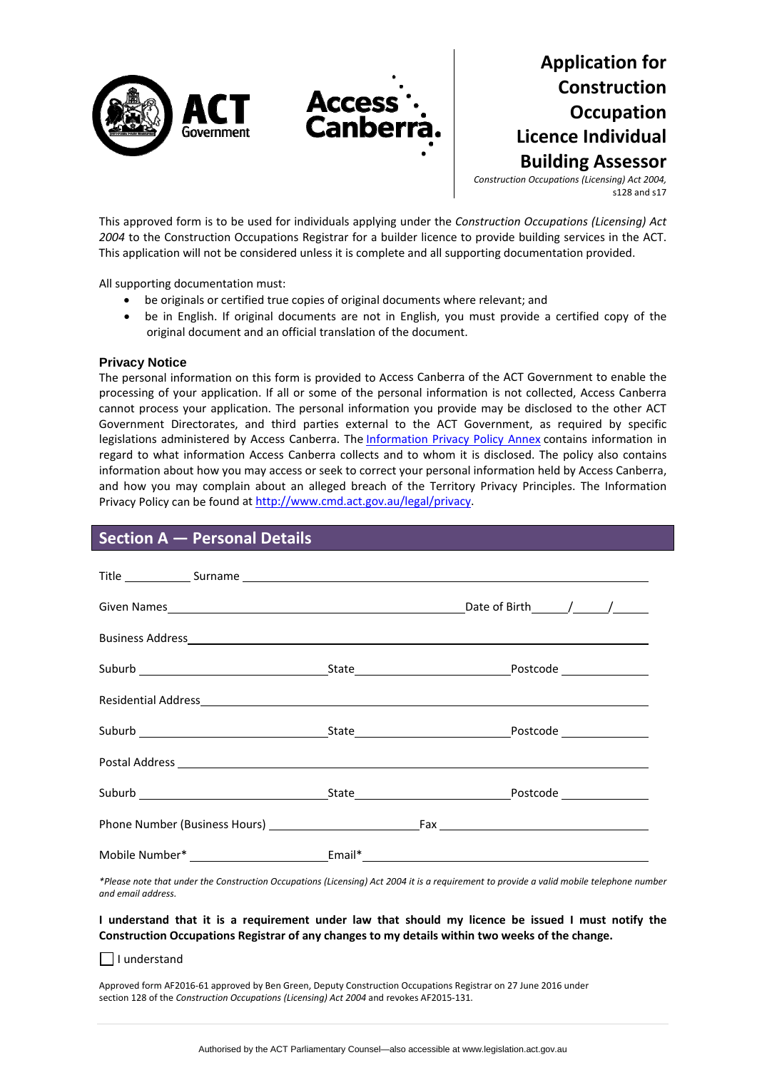# Application for Construction Occupation Licence Individual Building Assessor

*Construction Occupations (Licensing) Act 2004,* s128 and s17

This approved form is to be used for individuals applying under the *Construction Occupations (Licensing) Act 2004* to the Construction Occupations Registrar for a builder licence to provide building services in the ACT. This application will not be considered unless it is complete and all supporting documentation provided.

All supporting documentation must:

- be originals or certified true copies of original documents where relevant; and
- be in English. If original documents are not in English, you must provide a certified copy of the original document and an official translation of the document.

**Privacy Notice**

The personal information on this form is provided to Access Canberra of the ACT Government to enable the processing of your application. If all or some of the personal information is not collected, Access Canberra cannot process your application. The personal information you provide may be disclosed to the other ACT Government Directorates, and third parties external to the ACT Government, as required by specific legislations administered by Access Canberra. The Information Privacy Policy Annex contains information in regard to what information Access Canberra collects and to whom it is disclosed. The policy also contains information about how you may access or seek to correct your personal information held by Access Canberra, and how you may complain about an alleged breach of the Territory Privacy Principles. The Information Privacy Policy can be found at http://www.cmd.act.gov.au/legal/privacy.

## Section A — Personal Details

Title ___________ Surname ______________________________________________

Given Names ______________________________________ Date of Birth _____/_____/______

Business Address ______________________________________________________

Suburb ____________________ State ____________________ Postcode __________

Residential Address ____________________________________________________

Suburb ____________________ State ____________________ Postcode __________

Postal Address ________________________________________________________

Suburb ____________________ State ____________________ Postcode __________

Phone Number (Business Hours) ____________________ Fax ____________________

Mobile Number* ____________________ Email* ______________________________

*\*Please note that under the Construction Occupations (Licensing) Act 2004 it is a requirement to provide a valid mobile telephone number and email address.*

**I understand that it is a requirement under law that should my licence be issued I must notify the Construction Occupations Registrar of any changes to my details within two weeks of the change.**

☐ I understand

Approved form AF2016-61 approved by Ben Green, Deputy Construction Occupations Registrar on 27 June 2016 under section 128 of the *Construction Occupations (Licensing) Act 2004* and revokes AF2015-131.

Authorised by the ACT Parliamentary Counsel—also accessible at www.legislation.act.gov.au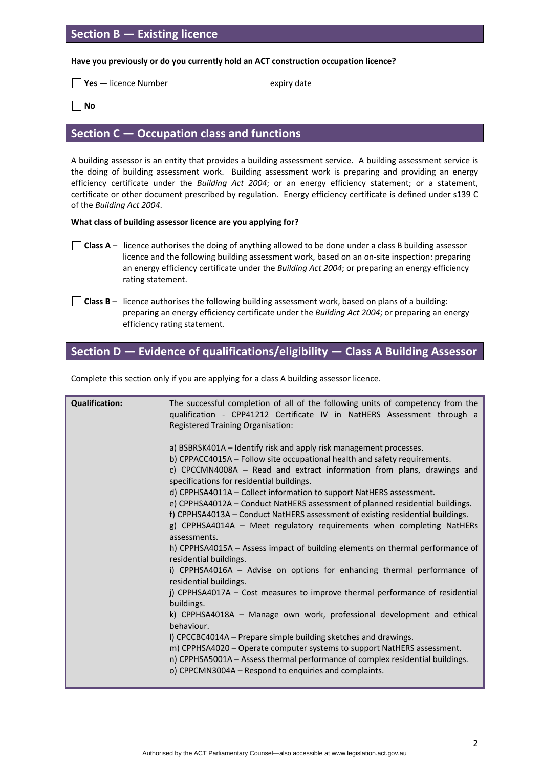## Section B — Existing licence

**Have you previously or do you currently hold an ACT construction occupation licence?**

☐ **Yes —** licence Number\_\_\_\_\_\_\_\_\_\_\_\_\_\_\_\_\_\_\_\_ expiry date\_\_\_\_\_\_\_\_\_\_\_\_\_\_\_\_\_\_\_\_

☐ **No**

## Section C — Occupation class and functions

A building assessor is an entity that provides a building assessment service. A building assessment service is the doing of building assessment work. Building assessment work is preparing and providing an energy efficiency certificate under the *Building Act 2004*; or an energy efficiency statement; or a statement, certificate or other document prescribed by regulation. Energy efficiency certificate is defined under s139 C of the *Building Act 2004*.

**What class of building assessor licence are you applying for?**

☐ **Class A** – licence authorises the doing of anything allowed to be done under a class B building assessor licence and the following building assessment work, based on an on-site inspection: preparing an energy efficiency certificate under the *Building Act 2004*; or preparing an energy efficiency rating statement.

☐ **Class B** – licence authorises the following building assessment work, based on plans of a building: preparing an energy efficiency certificate under the *Building Act 2004*; or preparing an energy efficiency rating statement.

## Section D — Evidence of qualifications/eligibility — Class A Building Assessor

Complete this section only if you are applying for a class A building assessor licence.

| **Qualification:** | The successful completion of all of the following units of competency from the qualification - CPP41212 Certificate IV in NatHERS Assessment through a Registered Training Organisation:<br><br>a) BSBRSK401A – Identify risk and apply risk management processes.<br>b) CPPACC4015A – Follow site occupational health and safety requirements.<br>c) CPCCMN4008A – Read and extract information from plans, drawings and specifications for residential buildings.<br>d) CPPHSA4011A – Collect information to support NatHERS assessment.<br>e) CPPHSA4012A – Conduct NatHERS assessment of planned residential buildings.<br>f) CPPHSA4013A – Conduct NatHERS assessment of existing residential buildings.<br>g) CPPHSA4014A – Meet regulatory requirements when completing NatHERs assessments.<br>h) CPPHSA4015A – Assess impact of building elements on thermal performance of residential buildings.<br>i) CPPHSA4016A – Advise on options for enhancing thermal performance of residential buildings.<br>j) CPPHSA4017A – Cost measures to improve thermal performance of residential buildings.<br>k) CPPHSA4018A – Manage own work, professional development and ethical behaviour.<br>l) CPCCBC4014A – Prepare simple building sketches and drawings.<br>m) CPPHSA4020 – Operate computer systems to support NatHERS assessment.<br>n) CPPHSA5001A – Assess thermal performance of complex residential buildings.<br>o) CPPCMN3004A – Respond to enquiries and complaints. |
|---|---|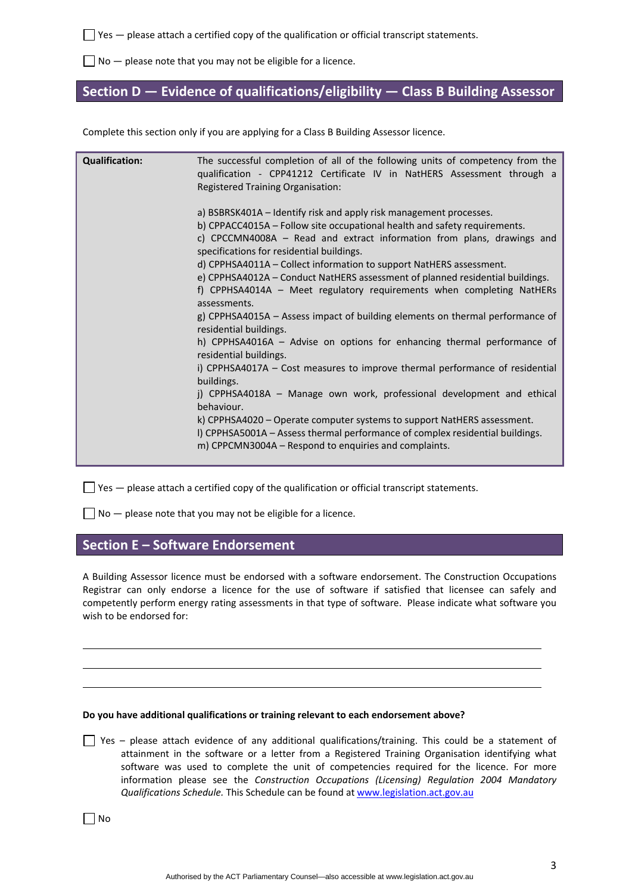☐ Yes — please attach a certified copy of the qualification or official transcript statements.

☐ No — please note that you may not be eligible for a licence.

## Section D — Evidence of qualifications/eligibility — Class B Building Assessor

Complete this section only if you are applying for a Class B Building Assessor licence.

| **Qualification:** | The successful completion of all of the following units of competency from the qualification - CPP41212 Certificate IV in NatHERS Assessment through a Registered Training Organisation:<br><br>a) BSBRSK401A – Identify risk and apply risk management processes.<br>b) CPPACC4015A – Follow site occupational health and safety requirements.<br>c) CPCCMN4008A – Read and extract information from plans, drawings and specifications for residential buildings.<br>d) CPPHSA4011A – Collect information to support NatHERS assessment.<br>e) CPPHSA4012A – Conduct NatHERS assessment of planned residential buildings.<br>f) CPPHSA4014A – Meet regulatory requirements when completing NatHERs assessments.<br>g) CPPHSA4015A – Assess impact of building elements on thermal performance of residential buildings.<br>h) CPPHSA4016A – Advise on options for enhancing thermal performance of residential buildings.<br>i) CPPHSA4017A – Cost measures to improve thermal performance of residential buildings.<br>j) CPPHSA4018A – Manage own work, professional development and ethical behaviour.<br>k) CPPHSA4020 – Operate computer systems to support NatHERS assessment.<br>l) CPPHSA5001A – Assess thermal performance of complex residential buildings.<br>m) CPPCMN3004A – Respond to enquiries and complaints. |
|---|---|

☐ Yes — please attach a certified copy of the qualification or official transcript statements.

☐ No — please note that you may not be eligible for a licence.

## Section E – Software Endorsement

A Building Assessor licence must be endorsed with a software endorsement. The Construction Occupations Registrar can only endorse a licence for the use of software if satisfied that licensee can safely and competently perform energy rating assessments in that type of software. Please indicate what software you wish to be endorsed for:

\_\_\_\_\_\_\_\_\_\_\_\_\_\_\_\_\_\_\_\_\_\_\_\_\_\_\_\_\_\_\_\_\_\_\_\_\_\_\_\_\_\_\_\_\_\_\_\_\_\_\_\_\_\_\_\_\_\_\_\_

\_\_\_\_\_\_\_\_\_\_\_\_\_\_\_\_\_\_\_\_\_\_\_\_\_\_\_\_\_\_\_\_\_\_\_\_\_\_\_\_\_\_\_\_\_\_\_\_\_\_\_\_\_\_\_\_\_\_\_\_

\_\_\_\_\_\_\_\_\_\_\_\_\_\_\_\_\_\_\_\_\_\_\_\_\_\_\_\_\_\_\_\_\_\_\_\_\_\_\_\_\_\_\_\_\_\_\_\_\_\_\_\_\_\_\_\_\_\_\_\_

**Do you have additional qualifications or training relevant to each endorsement above?**

☐ Yes – please attach evidence of any additional qualifications/training. This could be a statement of attainment in the software or a letter from a Registered Training Organisation identifying what software was used to complete the unit of competencies required for the licence. For more information please see the *Construction Occupations (Licensing) Regulation 2004 Mandatory Qualifications Schedule*. This Schedule can be found at www.legislation.act.gov.au

☐ No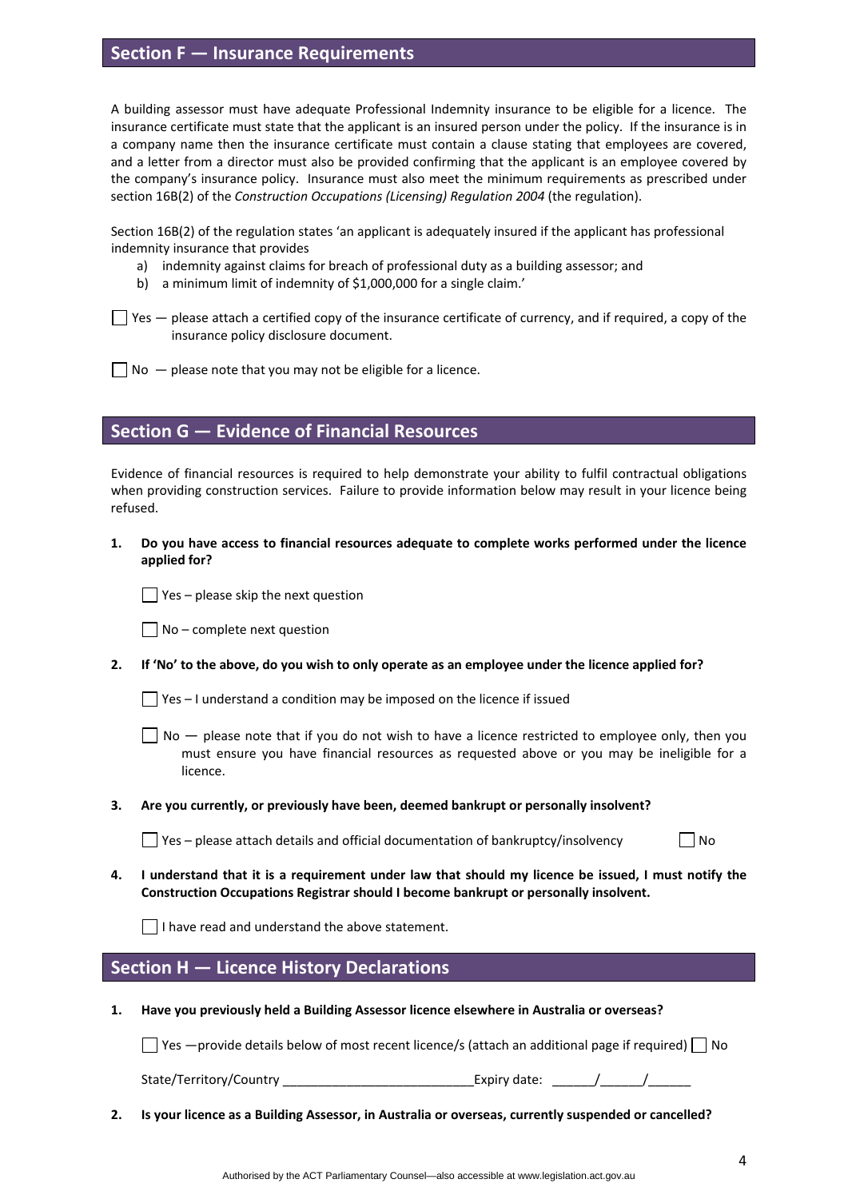## Section F — Insurance Requirements

A building assessor must have adequate Professional Indemnity insurance to be eligible for a licence. The insurance certificate must state that the applicant is an insured person under the policy. If the insurance is in a company name then the insurance certificate must contain a clause stating that employees are covered, and a letter from a director must also be provided confirming that the applicant is an employee covered by the company's insurance policy. Insurance must also meet the minimum requirements as prescribed under section 16B(2) of the *Construction Occupations (Licensing) Regulation 2004* (the regulation).

Section 16B(2) of the regulation states 'an applicant is adequately insured if the applicant has professional indemnity insurance that provides

a) indemnity against claims for breach of professional duty as a building assessor; and
b) a minimum limit of indemnity of $1,000,000 for a single claim.'

☐ Yes — please attach a certified copy of the insurance certificate of currency, and if required, a copy of the insurance policy disclosure document.

☐ No — please note that you may not be eligible for a licence.

## Section G — Evidence of Financial Resources

Evidence of financial resources is required to help demonstrate your ability to fulfil contractual obligations when providing construction services. Failure to provide information below may result in your licence being refused.

**1. Do you have access to financial resources adequate to complete works performed under the licence applied for?**

☐ Yes – please skip the next question

☐ No – complete next question

**2. If 'No' to the above, do you wish to only operate as an employee under the licence applied for?**

☐ Yes – I understand a condition may be imposed on the licence if issued

☐ No — please note that if you do not wish to have a licence restricted to employee only, then you must ensure you have financial resources as requested above or you may be ineligible for a licence.

**3. Are you currently, or previously have been, deemed bankrupt or personally insolvent?**

☐ Yes – please attach details and official documentation of bankruptcy/insolvency ☐ No

**4. I understand that it is a requirement under law that should my licence be issued, I must notify the Construction Occupations Registrar should I become bankrupt or personally insolvent.**

☐ I have read and understand the above statement.

## Section H — Licence History Declarations

**1. Have you previously held a Building Assessor licence elsewhere in Australia or overseas?**

☐ Yes —provide details below of most recent licence/s (attach an additional page if required) ☐ No

State/Territory/Country ___________________________ Expiry date: ______/______/______

**2. Is your licence as a Building Assessor, in Australia or overseas, currently suspended or cancelled?**

Authorised by the ACT Parliamentary Counsel—also accessible at www.legislation.act.gov.au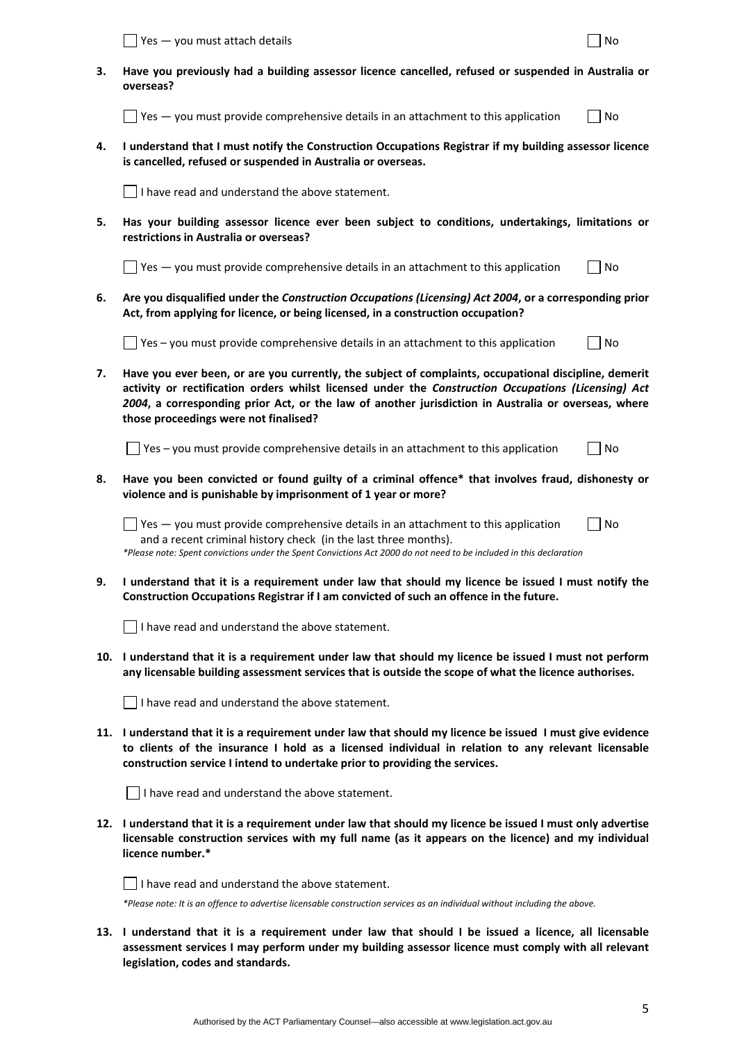☐ Yes — you must attach details ☐ No

**3. Have you previously had a building assessor licence cancelled, refused or suspended in Australia or overseas?**

☐ Yes — you must provide comprehensive details in an attachment to this application ☐ No

**4. I understand that I must notify the Construction Occupations Registrar if my building assessor licence is cancelled, refused or suspended in Australia or overseas.**

☐ I have read and understand the above statement.

**5. Has your building assessor licence ever been subject to conditions, undertakings, limitations or restrictions in Australia or overseas?**

☐ Yes — you must provide comprehensive details in an attachment to this application ☐ No

**6. Are you disqualified under the *Construction Occupations (Licensing) Act 2004*, or a corresponding prior Act, from applying for licence, or being licensed, in a construction occupation?**

☐ Yes – you must provide comprehensive details in an attachment to this application ☐ No

**7. Have you ever been, or are you currently, the subject of complaints, occupational discipline, demerit activity or rectification orders whilst licensed under the *Construction Occupations (Licensing) Act 2004*, a corresponding prior Act, or the law of another jurisdiction in Australia or overseas, where those proceedings were not finalised?**

☐ Yes – you must provide comprehensive details in an attachment to this application ☐ No

**8. Have you been convicted or found guilty of a criminal offence\* that involves fraud, dishonesty or violence and is punishable by imprisonment of 1 year or more?**

☐ Yes — you must provide comprehensive details in an attachment to this application and a recent criminal history check (in the last three months). ☐ No

*\*Please note: Spent convictions under the Spent Convictions Act 2000 do not need to be included in this declaration*

**9. I understand that it is a requirement under law that should my licence be issued I must notify the Construction Occupations Registrar if I am convicted of such an offence in the future.**

☐ I have read and understand the above statement.

**10. I understand that it is a requirement under law that should my licence be issued I must not perform any licensable building assessment services that is outside the scope of what the licence authorises.**

☐ I have read and understand the above statement.

**11. I understand that it is a requirement under law that should my licence be issued I must give evidence to clients of the insurance I hold as a licensed individual in relation to any relevant licensable construction service I intend to undertake prior to providing the services.**

☐ I have read and understand the above statement.

**12. I understand that it is a requirement under law that should my licence be issued I must only advertise licensable construction services with my full name (as it appears on the licence) and my individual licence number.\***

☐ I have read and understand the above statement.

*\*Please note: It is an offence to advertise licensable construction services as an individual without including the above.*

**13. I understand that it is a requirement under law that should I be issued a licence, all licensable assessment services I may perform under my building assessor licence must comply with all relevant legislation, codes and standards.**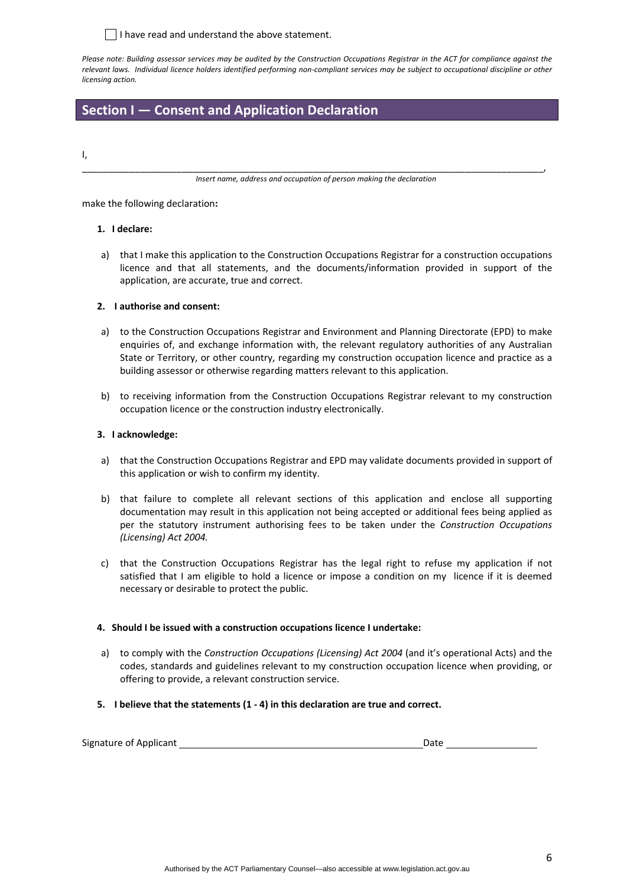☐ I have read and understand the above statement.

*Please note: Building assessor services may be audited by the Construction Occupations Registrar in the ACT for compliance against the relevant laws. Individual licence holders identified performing non-compliant services may be subject to occupational discipline or other licensing action.*

## Section I — Consent and Application Declaration

I,

___________________________________________________________________________________________,

*Insert name, address and occupation of person making the declaration*

make the following declaration**:**

1. **I declare:**

   a) that I make this application to the Construction Occupations Registrar for a construction occupations licence and that all statements, and the documents/information provided in support of the application, are accurate, true and correct.

2. **I authorise and consent:**

   a) to the Construction Occupations Registrar and Environment and Planning Directorate (EPD) to make enquiries of, and exchange information with, the relevant regulatory authorities of any Australian State or Territory, or other country, regarding my construction occupation licence and practice as a building assessor or otherwise regarding matters relevant to this application.

   b) to receiving information from the Construction Occupations Registrar relevant to my construction occupation licence or the construction industry electronically.

3. **I acknowledge:**

   a) that the Construction Occupations Registrar and EPD may validate documents provided in support of this application or wish to confirm my identity.

   b) that failure to complete all relevant sections of this application and enclose all supporting documentation may result in this application not being accepted or additional fees being applied as per the statutory instrument authorising fees to be taken under the *Construction Occupations (Licensing) Act 2004.*

   c) that the Construction Occupations Registrar has the legal right to refuse my application if not satisfied that I am eligible to hold a licence or impose a condition on my licence if it is deemed necessary or desirable to protect the public.

4. **Should I be issued with a construction occupations licence I undertake:**

   a) to comply with the *Construction Occupations (Licensing) Act 2004* (and it's operational Acts) and the codes, standards and guidelines relevant to my construction occupation licence when providing, or offering to provide, a relevant construction service.

5. **I believe that the statements (1 - 4) in this declaration are true and correct.**

Signature of Applicant ______________________________________________ Date _________________

Authorised by the ACT Parliamentary Counsel—also accessible at www.legislation.act.gov.au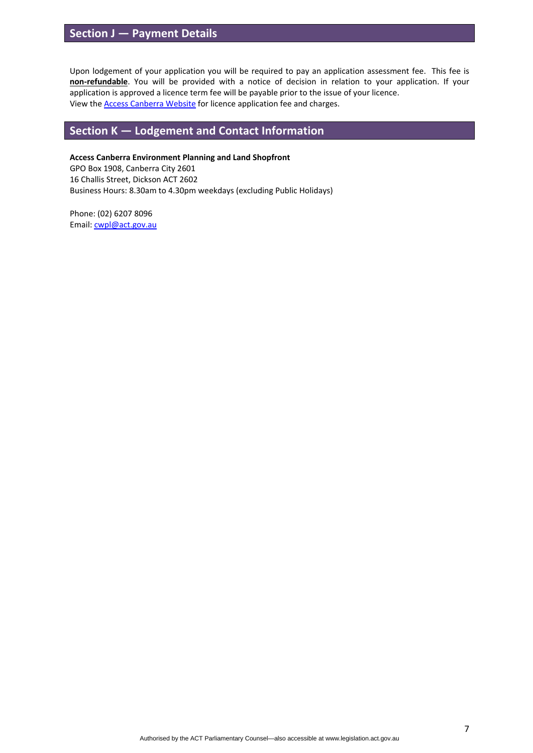## Section J — Payment Details

Upon lodgement of your application you will be required to pay an application assessment fee. This fee is **non-refundable**. You will be provided with a notice of decision in relation to your application. If your application is approved a licence term fee will be payable prior to the issue of your licence.
View the Access Canberra Website for licence application fee and charges.

## Section K — Lodgement and Contact Information

**Access Canberra Environment Planning and Land Shopfront**
GPO Box 1908, Canberra City 2601
16 Challis Street, Dickson ACT 2602
Business Hours: 8.30am to 4.30pm weekdays (excluding Public Holidays)

Phone: (02) 6207 8096
Email: cwpl@act.gov.au

Authorised by the ACT Parliamentary Counsel—also accessible at www.legislation.act.gov.au